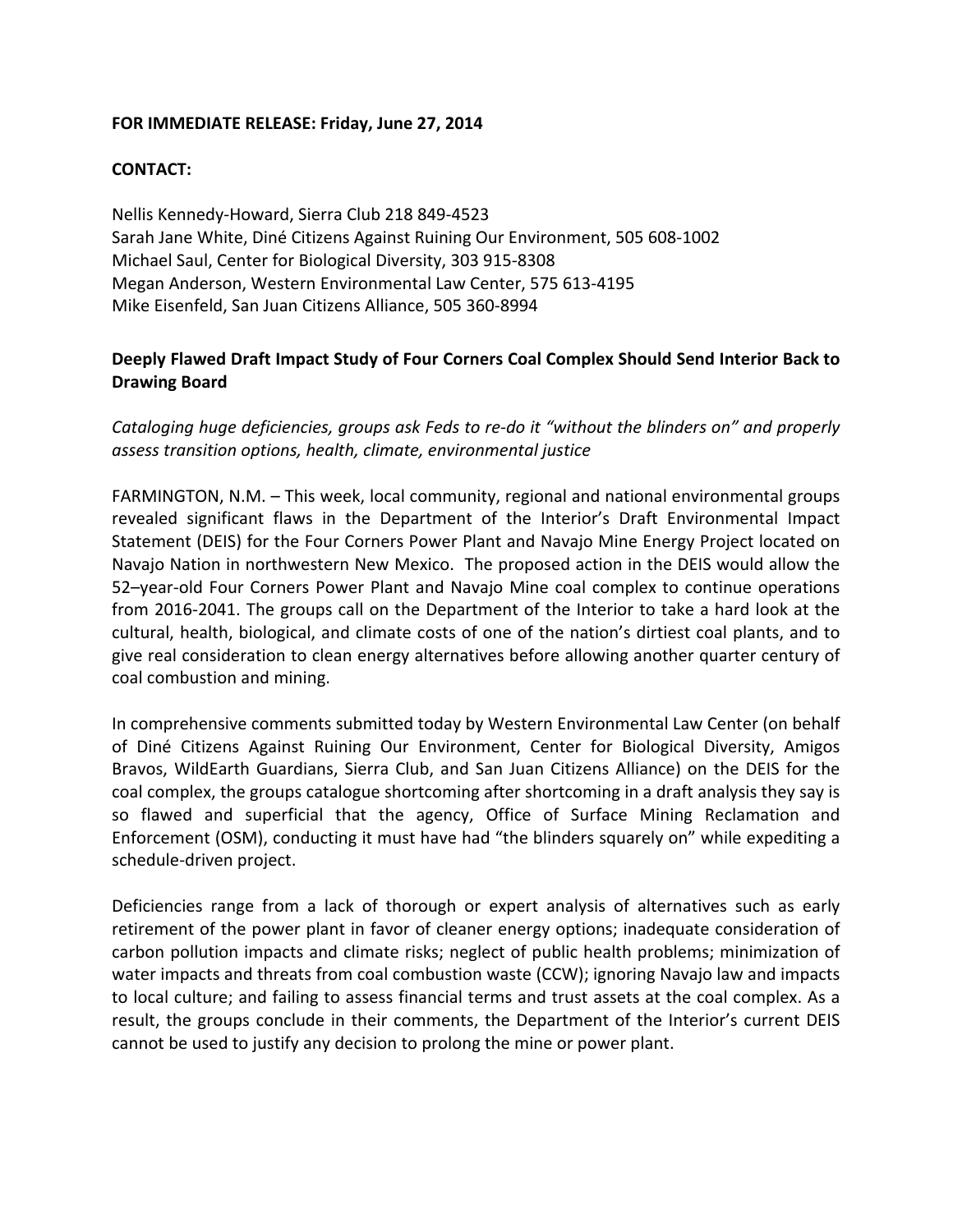**FOR IMMEDIATE RELEASE: Friday, June 27, 2014**

**CONTACT:**

Nellis Kennedy-Howard, Sierra Club 218 849-4523
Sarah Jane White, Diné Citizens Against Ruining Our Environment, 505 608-1002
Michael Saul, Center for Biological Diversity, 303 915-8308
Megan Anderson, Western Environmental Law Center, 575 613-4195
Mike Eisenfeld, San Juan Citizens Alliance, 505 360-8994

**Deeply Flawed Draft Impact Study of Four Corners Coal Complex Should Send Interior Back to Drawing Board**

*Cataloging huge deficiencies, groups ask Feds to re-do it "without the blinders on" and properly assess transition options, health, climate, environmental justice*

FARMINGTON, N.M. – This week, local community, regional and national environmental groups revealed significant flaws in the Department of the Interior's Draft Environmental Impact Statement (DEIS) for the Four Corners Power Plant and Navajo Mine Energy Project located on Navajo Nation in northwestern New Mexico. The proposed action in the DEIS would allow the 52–year-old Four Corners Power Plant and Navajo Mine coal complex to continue operations from 2016-2041. The groups call on the Department of the Interior to take a hard look at the cultural, health, biological, and climate costs of one of the nation's dirtiest coal plants, and to give real consideration to clean energy alternatives before allowing another quarter century of coal combustion and mining.

In comprehensive comments submitted today by Western Environmental Law Center (on behalf of Diné Citizens Against Ruining Our Environment, Center for Biological Diversity, Amigos Bravos, WildEarth Guardians, Sierra Club, and San Juan Citizens Alliance) on the DEIS for the coal complex, the groups catalogue shortcoming after shortcoming in a draft analysis they say is so flawed and superficial that the agency, Office of Surface Mining Reclamation and Enforcement (OSM), conducting it must have had "the blinders squarely on" while expediting a schedule-driven project.

Deficiencies range from a lack of thorough or expert analysis of alternatives such as early retirement of the power plant in favor of cleaner energy options; inadequate consideration of carbon pollution impacts and climate risks; neglect of public health problems; minimization of water impacts and threats from coal combustion waste (CCW); ignoring Navajo law and impacts to local culture; and failing to assess financial terms and trust assets at the coal complex. As a result, the groups conclude in their comments, the Department of the Interior's current DEIS cannot be used to justify any decision to prolong the mine or power plant.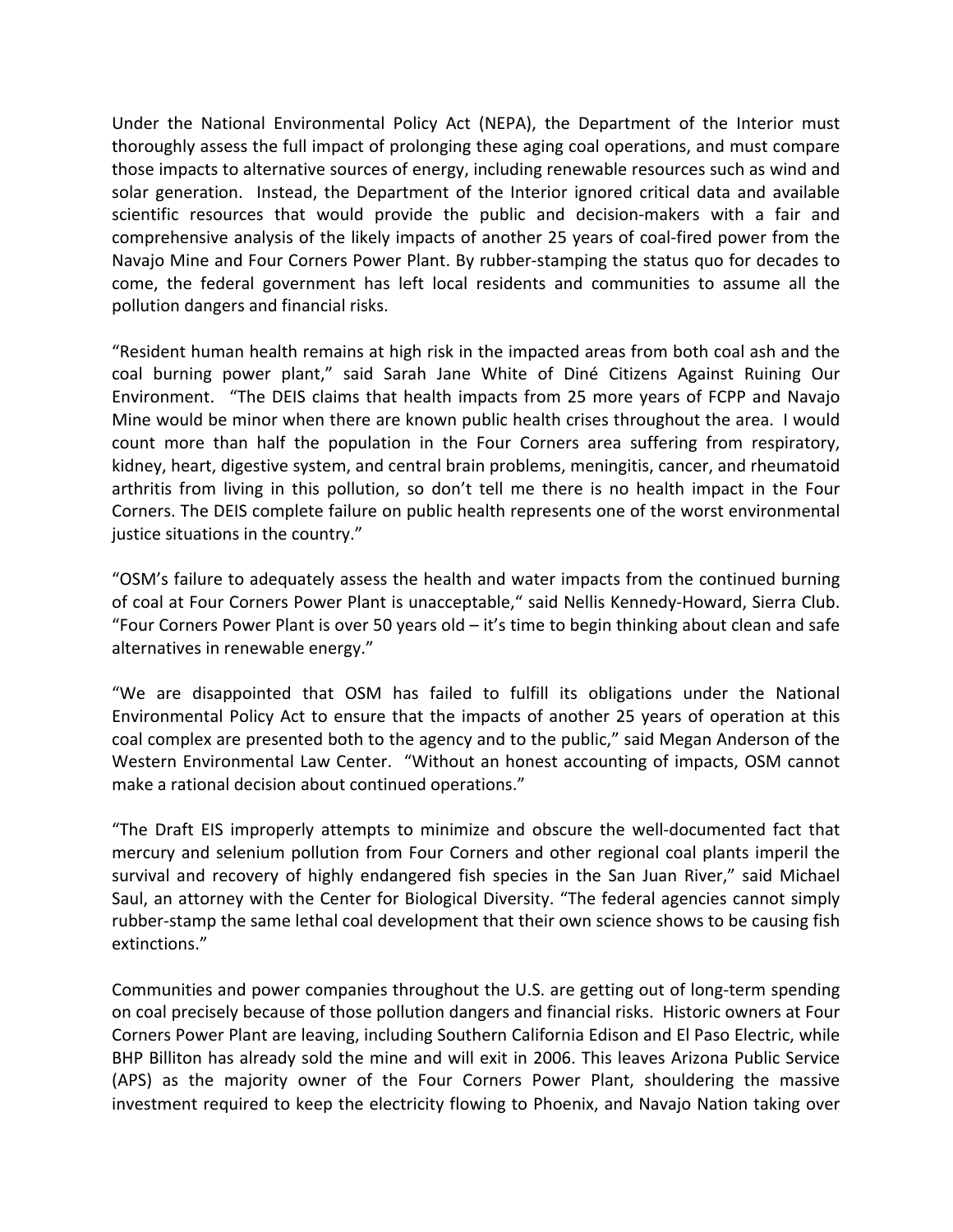Under the National Environmental Policy Act (NEPA), the Department of the Interior must thoroughly assess the full impact of prolonging these aging coal operations, and must compare those impacts to alternative sources of energy, including renewable resources such as wind and solar generation. Instead, the Department of the Interior ignored critical data and available scientific resources that would provide the public and decision-makers with a fair and comprehensive analysis of the likely impacts of another 25 years of coal-fired power from the Navajo Mine and Four Corners Power Plant. By rubber-stamping the status quo for decades to come, the federal government has left local residents and communities to assume all the pollution dangers and financial risks.

"Resident human health remains at high risk in the impacted areas from both coal ash and the coal burning power plant," said Sarah Jane White of Diné Citizens Against Ruining Our Environment. "The DEIS claims that health impacts from 25 more years of FCPP and Navajo Mine would be minor when there are known public health crises throughout the area. I would count more than half the population in the Four Corners area suffering from respiratory, kidney, heart, digestive system, and central brain problems, meningitis, cancer, and rheumatoid arthritis from living in this pollution, so don't tell me there is no health impact in the Four Corners. The DEIS complete failure on public health represents one of the worst environmental justice situations in the country."

"OSM's failure to adequately assess the health and water impacts from the continued burning of coal at Four Corners Power Plant is unacceptable," said Nellis Kennedy-Howard, Sierra Club. "Four Corners Power Plant is over 50 years old – it's time to begin thinking about clean and safe alternatives in renewable energy."

"We are disappointed that OSM has failed to fulfill its obligations under the National Environmental Policy Act to ensure that the impacts of another 25 years of operation at this coal complex are presented both to the agency and to the public," said Megan Anderson of the Western Environmental Law Center. "Without an honest accounting of impacts, OSM cannot make a rational decision about continued operations."

"The Draft EIS improperly attempts to minimize and obscure the well-documented fact that mercury and selenium pollution from Four Corners and other regional coal plants imperil the survival and recovery of highly endangered fish species in the San Juan River," said Michael Saul, an attorney with the Center for Biological Diversity. "The federal agencies cannot simply rubber-stamp the same lethal coal development that their own science shows to be causing fish extinctions."

Communities and power companies throughout the U.S. are getting out of long-term spending on coal precisely because of those pollution dangers and financial risks. Historic owners at Four Corners Power Plant are leaving, including Southern California Edison and El Paso Electric, while BHP Billiton has already sold the mine and will exit in 2006. This leaves Arizona Public Service (APS) as the majority owner of the Four Corners Power Plant, shouldering the massive investment required to keep the electricity flowing to Phoenix, and Navajo Nation taking over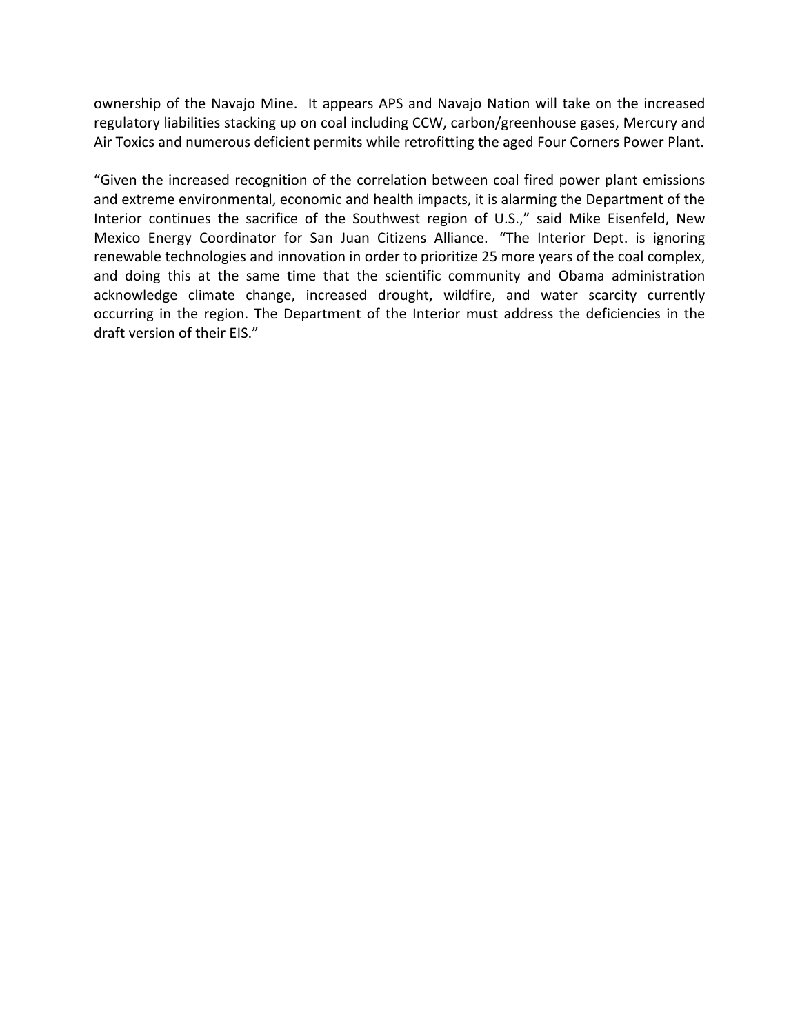ownership of the Navajo Mine. It appears APS and Navajo Nation will take on the increased regulatory liabilities stacking up on coal including CCW, carbon/greenhouse gases, Mercury and Air Toxics and numerous deficient permits while retrofitting the aged Four Corners Power Plant.

"Given the increased recognition of the correlation between coal fired power plant emissions and extreme environmental, economic and health impacts, it is alarming the Department of the Interior continues the sacrifice of the Southwest region of U.S.," said Mike Eisenfeld, New Mexico Energy Coordinator for San Juan Citizens Alliance. "The Interior Dept. is ignoring renewable technologies and innovation in order to prioritize 25 more years of the coal complex, and doing this at the same time that the scientific community and Obama administration acknowledge climate change, increased drought, wildfire, and water scarcity currently occurring in the region. The Department of the Interior must address the deficiencies in the draft version of their EIS."